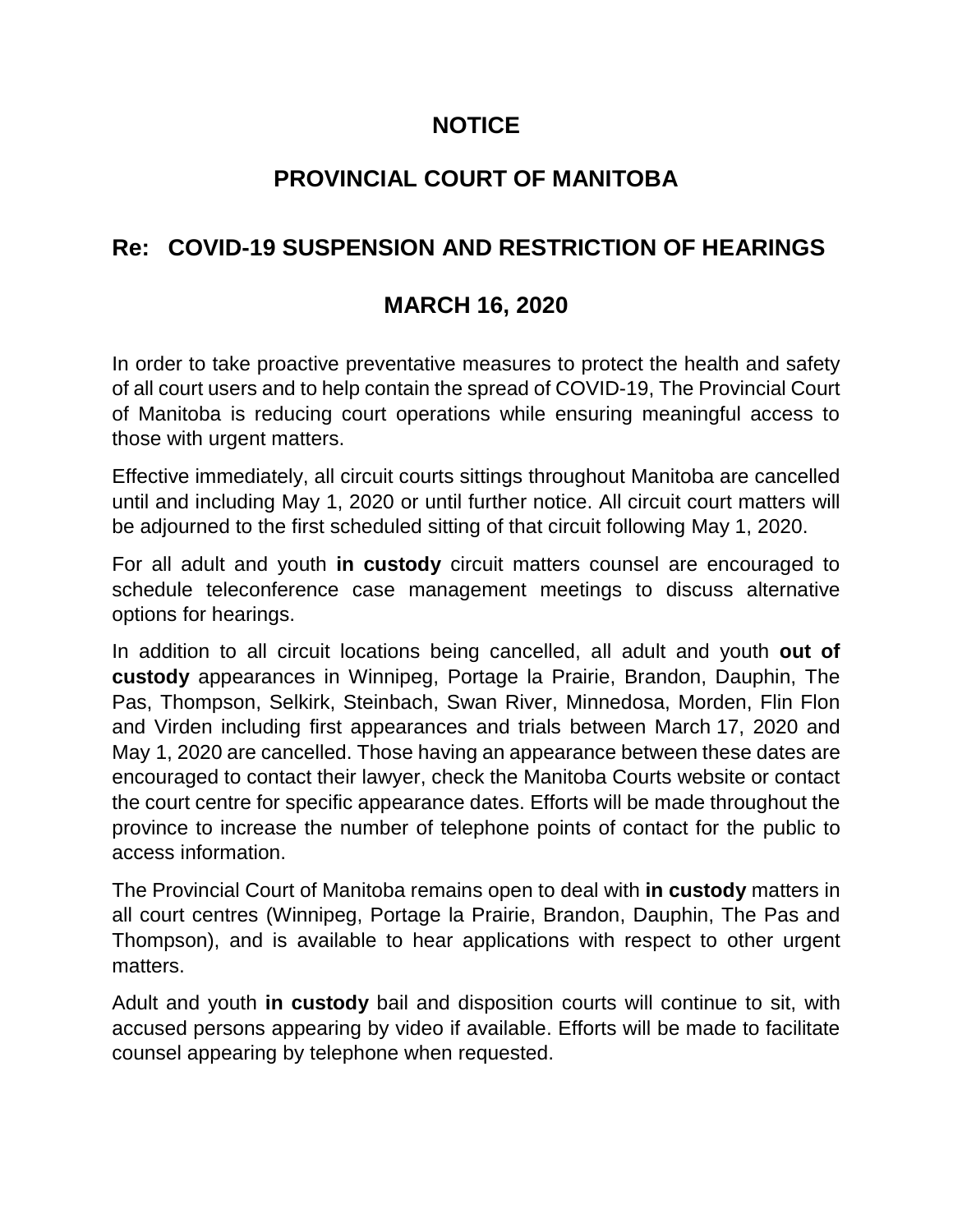# NOTICE

# PROVINCIAL COURT OF MANITOBA

## Re: COVID-19 SUSPENSION AND RESTRICTION OF HEARINGS

## MARCH 16, 2020

In order to take proactive preventative measures to protect the health and safety of all court users and to help contain the spread of COVID-19, The Provincial Court of Manitoba is reducing court operations while ensuring meaningful access to those with urgent matters.

Effective immediately, all circuit courts sittings throughout Manitoba are cancelled until and including May 1, 2020 or until further notice. All circuit court matters will be adjourned to the first scheduled sitting of that circuit following May 1, 2020.

For all adult and youth **in custody** circuit matters counsel are encouraged to schedule teleconference case management meetings to discuss alternative options for hearings.

In addition to all circuit locations being cancelled, all adult and youth **out of custody** appearances in Winnipeg, Portage la Prairie, Brandon, Dauphin, The Pas, Thompson, Selkirk, Steinbach, Swan River, Minnedosa, Morden, Flin Flon and Virden including first appearances and trials between March 17, 2020 and May 1, 2020 are cancelled. Those having an appearance between these dates are encouraged to contact their lawyer, check the Manitoba Courts website or contact the court centre for specific appearance dates. Efforts will be made throughout the province to increase the number of telephone points of contact for the public to access information.

The Provincial Court of Manitoba remains open to deal with **in custody** matters in all court centres (Winnipeg, Portage la Prairie, Brandon, Dauphin, The Pas and Thompson), and is available to hear applications with respect to other urgent matters.

Adult and youth **in custody** bail and disposition courts will continue to sit, with accused persons appearing by video if available. Efforts will be made to facilitate counsel appearing by telephone when requested.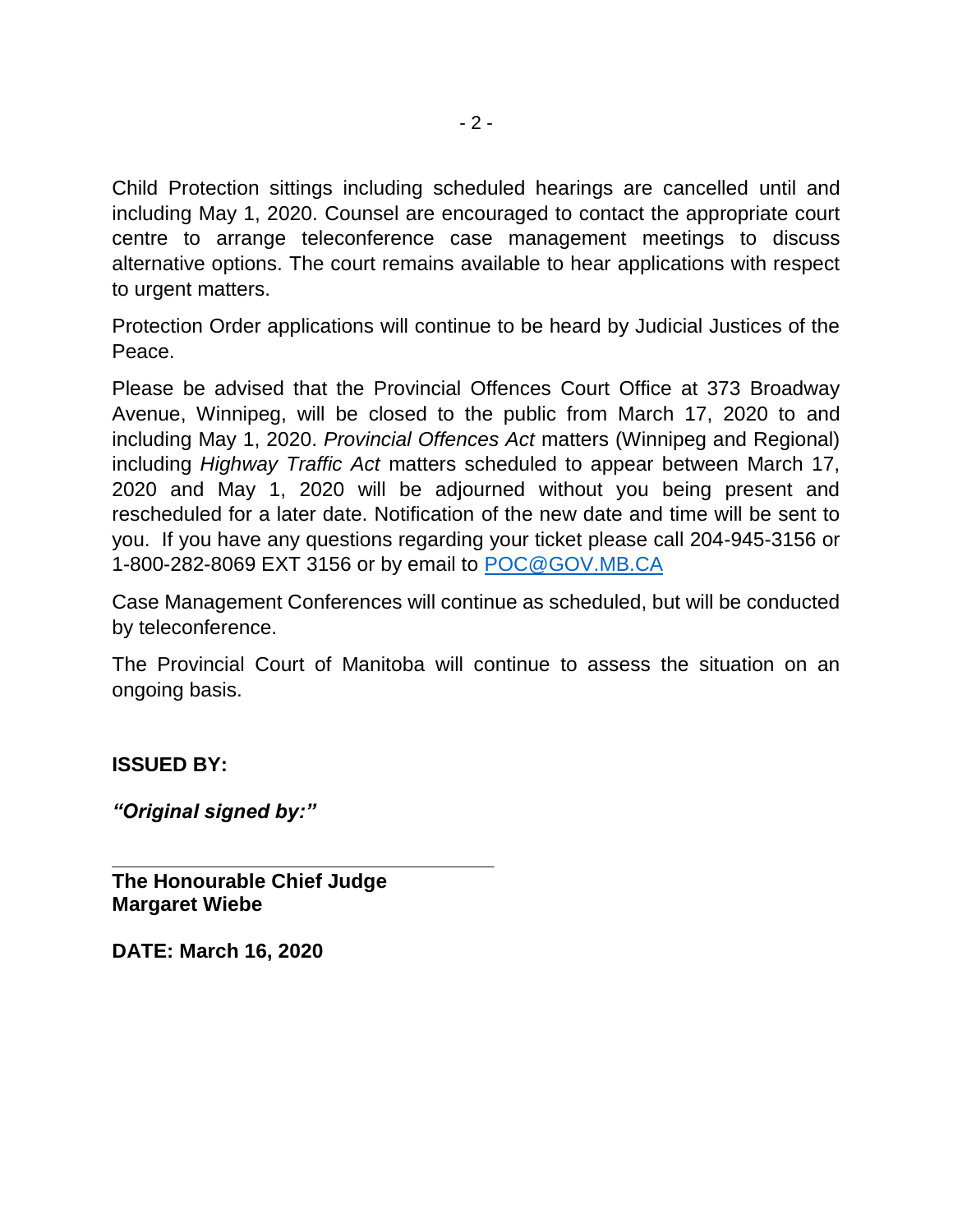Child Protection sittings including scheduled hearings are cancelled until and including May 1, 2020. Counsel are encouraged to contact the appropriate court centre to arrange teleconference case management meetings to discuss alternative options. The court remains available to hear applications with respect to urgent matters.

Protection Order applications will continue to be heard by Judicial Justices of the Peace.

Please be advised that the Provincial Offences Court Office at 373 Broadway Avenue, Winnipeg, will be closed to the public from March 17, 2020 to and including May 1, 2020. *Provincial Offences Act* matters (Winnipeg and Regional) including *Highway Traffic Act* matters scheduled to appear between March 17, 2020 and May 1, 2020 will be adjourned without you being present and rescheduled for a later date. Notification of the new date and time will be sent to you. If you have any questions regarding your ticket please call 204-945-3156 or 1-800-282-8069 EXT 3156 or by email to POC@GOV.MB.CA

Case Management Conferences will continue as scheduled, but will be conducted by teleconference.

The Provincial Court of Manitoba will continue to assess the situation on an ongoing basis.

**ISSUED BY:**

***"Original signed by:"***

---

**The Honourable Chief Judge**
**Margaret Wiebe**

**DATE: March 16, 2020**